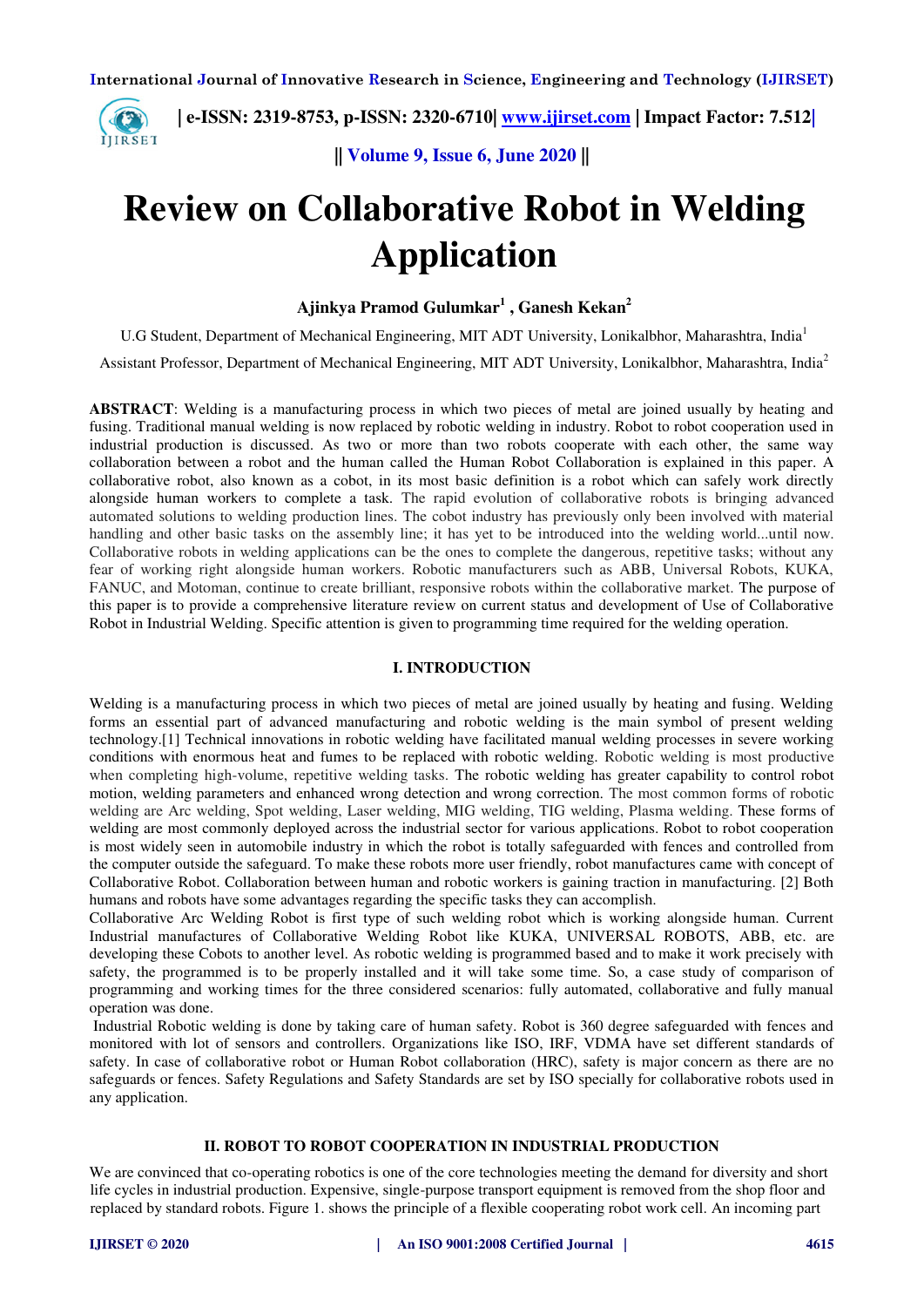# Review on Collaborative Robot in Welding Application

**Ajinkya Pramod Gulumkar[1] , Ganesh Kekan[2]**

U.G Student, Department of Mechanical Engineering, MIT ADT University, Lonikalbhor, Maharashtra, India[1]

Assistant Professor, Department of Mechanical Engineering, MIT ADT University, Lonikalbhor, Maharashtra, India[2]

**ABSTRACT**: Welding is a manufacturing process in which two pieces of metal are joined usually by heating and fusing. Traditional manual welding is now replaced by robotic welding in industry. Robot to robot cooperation used in industrial production is discussed. As two or more than two robots cooperate with each other, the same way collaboration between a robot and the human called the Human Robot Collaboration is explained in this paper. A collaborative robot, also known as a cobot, in its most basic definition is a robot which can safely work directly alongside human workers to complete a task. The rapid evolution of collaborative robots is bringing advanced automated solutions to welding production lines. The cobot industry has previously only been involved with material handling and other basic tasks on the assembly line; it has yet to be introduced into the welding world...until now. Collaborative robots in welding applications can be the ones to complete the dangerous, repetitive tasks; without any fear of working right alongside human workers. Robotic manufacturers such as ABB, Universal Robots, KUKA, FANUC, and Motoman, continue to create brilliant, responsive robots within the collaborative market. The purpose of this paper is to provide a comprehensive literature review on current status and development of Use of Collaborative Robot in Industrial Welding. Specific attention is given to programming time required for the welding operation.

## I. INTRODUCTION

Welding is a manufacturing process in which two pieces of metal are joined usually by heating and fusing. Welding forms an essential part of advanced manufacturing and robotic welding is the main symbol of present welding technology.[1] Technical innovations in robotic welding have facilitated manual welding processes in severe working conditions with enormous heat and fumes to be replaced with robotic welding. Robotic welding is most productive when completing high-volume, repetitive welding tasks. The robotic welding has greater capability to control robot motion, welding parameters and enhanced wrong detection and wrong correction. The most common forms of robotic welding are Arc welding, Spot welding, Laser welding, MIG welding, TIG welding, Plasma welding. These forms of welding are most commonly deployed across the industrial sector for various applications. Robot to robot cooperation is most widely seen in automobile industry in which the robot is totally safeguarded with fences and controlled from the computer outside the safeguard. To make these robots more user friendly, robot manufactures came with concept of Collaborative Robot. Collaboration between human and robotic workers is gaining traction in manufacturing. [2] Both humans and robots have some advantages regarding the specific tasks they can accomplish.

Collaborative Arc Welding Robot is first type of such welding robot which is working alongside human. Current Industrial manufactures of Collaborative Welding Robot like KUKA, UNIVERSAL ROBOTS, ABB, etc. are developing these Cobots to another level. As robotic welding is programmed based and to make it work precisely with safety, the programmed is to be properly installed and it will take some time. So, a case study of comparison of programming and working times for the three considered scenarios: fully automated, collaborative and fully manual operation was done.

Industrial Robotic welding is done by taking care of human safety. Robot is 360 degree safeguarded with fences and monitored with lot of sensors and controllers. Organizations like ISO, IRF, VDMA have set different standards of safety. In case of collaborative robot or Human Robot collaboration (HRC), safety is major concern as there are no safeguards or fences. Safety Regulations and Safety Standards are set by ISO specially for collaborative robots used in any application.

## II. ROBOT TO ROBOT COOPERATION IN INDUSTRIAL PRODUCTION

We are convinced that co-operating robotics is one of the core technologies meeting the demand for diversity and short life cycles in industrial production. Expensive, single-purpose transport equipment is removed from the shop floor and replaced by standard robots. Figure 1. shows the principle of a flexible cooperating robot work cell. An incoming part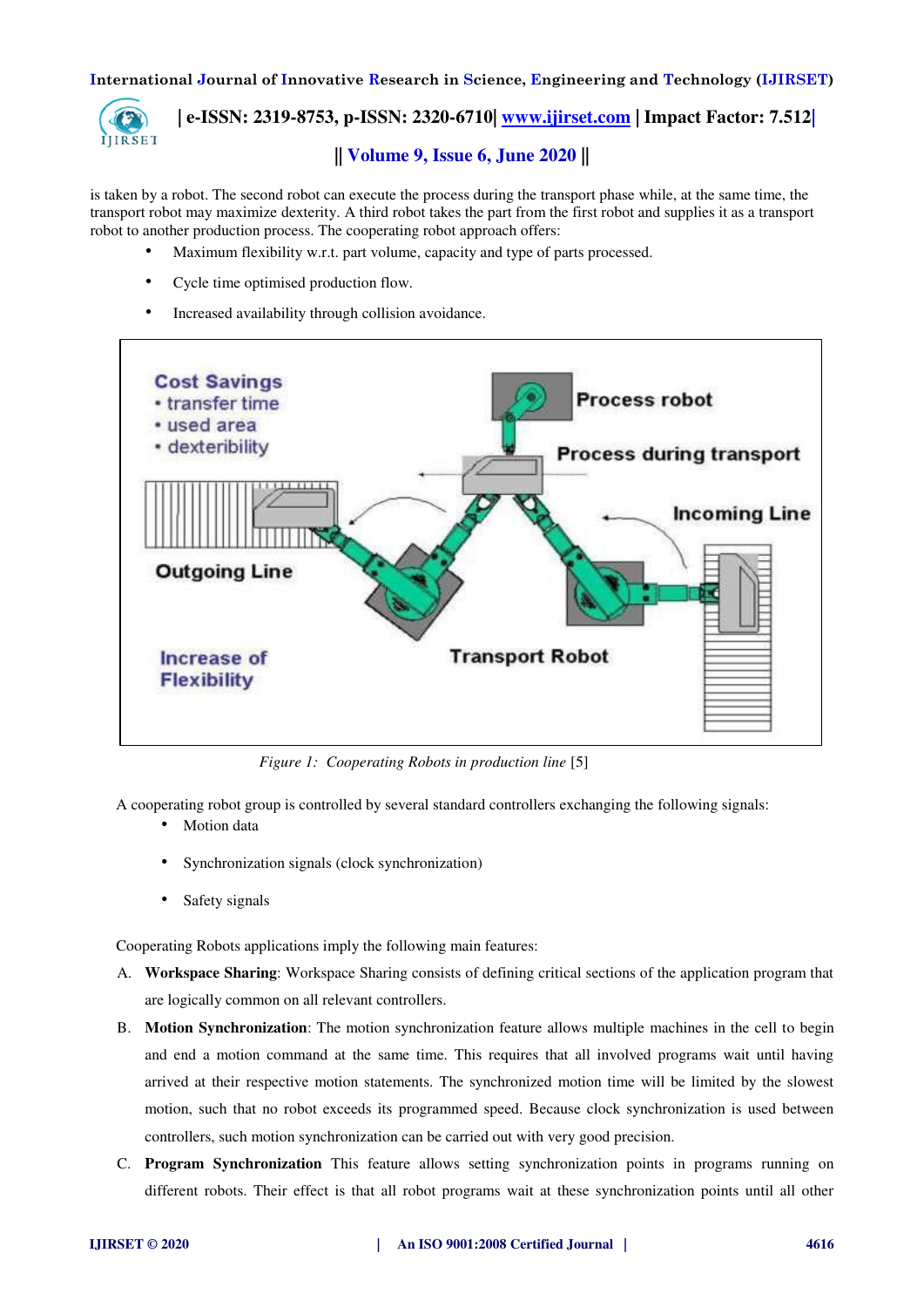is taken by a robot. The second robot can execute the process during the transport phase while, at the same time, the transport robot may maximize dexterity. A third robot takes the part from the first robot and supplies it as a transport robot to another production process. The cooperating robot approach offers:

- Maximum flexibility w.r.t. part volume, capacity and type of parts processed.
- Cycle time optimised production flow.
- Increased availability through collision avoidance.

*Figure 1: Cooperating Robots in production line* [5]

A cooperating robot group is controlled by several standard controllers exchanging the following signals:

- Motion data
- Synchronization signals (clock synchronization)
- Safety signals

Cooperating Robots applications imply the following main features:

A. **Workspace Sharing**: Workspace Sharing consists of defining critical sections of the application program that are logically common on all relevant controllers.

B. **Motion Synchronization**: The motion synchronization feature allows multiple machines in the cell to begin and end a motion command at the same time. This requires that all involved programs wait until having arrived at their respective motion statements. The synchronized motion time will be limited by the slowest motion, such that no robot exceeds its programmed speed. Because clock synchronization is used between controllers, such motion synchronization can be carried out with very good precision.

C. **Program Synchronization** This feature allows setting synchronization points in programs running on different robots. Their effect is that all robot programs wait at these synchronization points until all other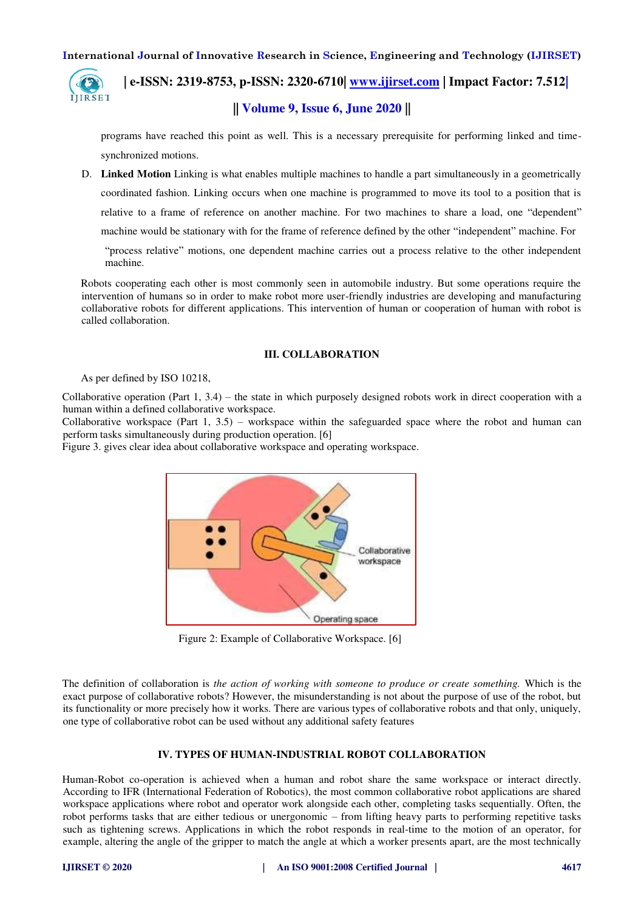programs have reached this point as well. This is a necessary prerequisite for performing linked and time-synchronized motions.

D. **Linked Motion** Linking is what enables multiple machines to handle a part simultaneously in a geometrically coordinated fashion. Linking occurs when one machine is programmed to move its tool to a position that is relative to a frame of reference on another machine. For two machines to share a load, one "dependent" machine would be stationary with for the frame of reference defined by the other "independent" machine. For "process relative" motions, one dependent machine carries out a process relative to the other independent machine.

Robots cooperating each other is most commonly seen in automobile industry. But some operations require the intervention of humans so in order to make robot more user-friendly industries are developing and manufacturing collaborative robots for different applications. This intervention of human or cooperation of human with robot is called collaboration.

## III. COLLABORATION

As per defined by ISO 10218,

Collaborative operation (Part 1, 3.4) – the state in which purposely designed robots work in direct cooperation with a human within a defined collaborative workspace.
Collaborative workspace (Part 1, 3.5) – workspace within the safeguarded space where the robot and human can perform tasks simultaneously during production operation. [6]
Figure 3. gives clear idea about collaborative workspace and operating workspace.

Figure 2: Example of Collaborative Workspace. [6]

The definition of collaboration is *the action of working with someone to produce or create something.* Which is the exact purpose of collaborative robots? However, the misunderstanding is not about the purpose of use of the robot, but its functionality or more precisely how it works. There are various types of collaborative robots and that only, uniquely, one type of collaborative robot can be used without any additional safety features

## IV. TYPES OF HUMAN-INDUSTRIAL ROBOT COLLABORATION

Human-Robot co-operation is achieved when a human and robot share the same workspace or interact directly. According to IFR (International Federation of Robotics), the most common collaborative robot applications are shared workspace applications where robot and operator work alongside each other, completing tasks sequentially. Often, the robot performs tasks that are either tedious or unergonomic – from lifting heavy parts to performing repetitive tasks such as tightening screws. Applications in which the robot responds in real-time to the motion of an operator, for example, altering the angle of the gripper to match the angle at which a worker presents apart, are the most technically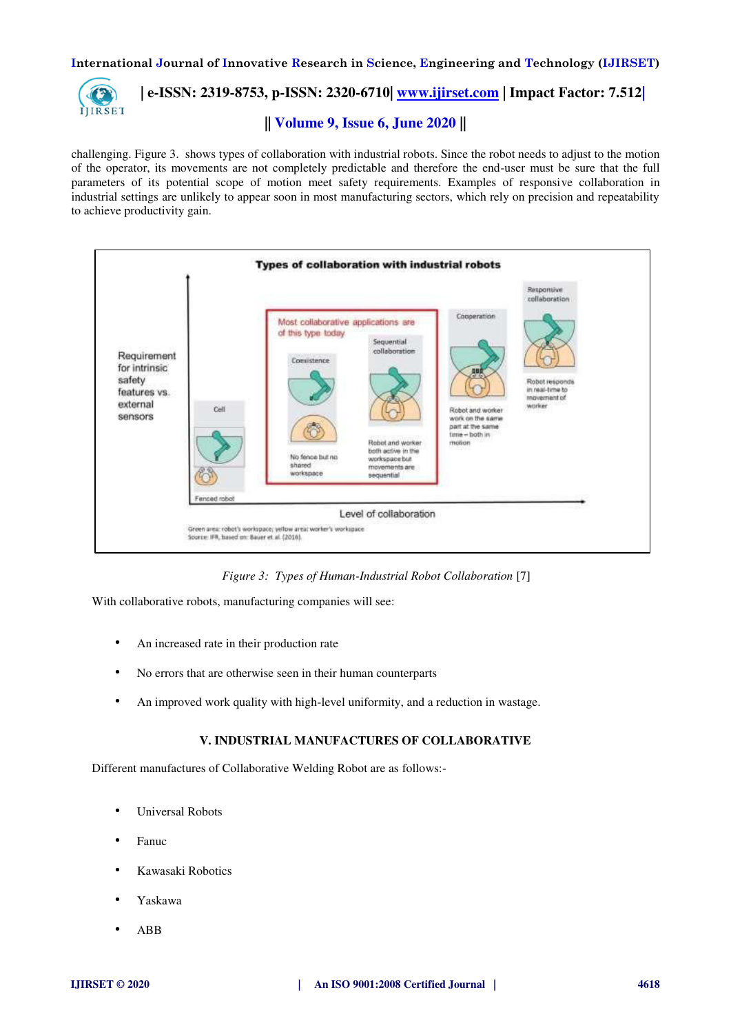challenging. Figure 3. shows types of collaboration with industrial robots. Since the robot needs to adjust to the motion of the operator, its movements are not completely predictable and therefore the end-user must be sure that the full parameters of its potential scope of motion meet safety requirements. Examples of responsive collaboration in industrial settings are unlikely to appear soon in most manufacturing sectors, which rely on precision and repeatability to achieve productivity gain.

*Figure 3: Types of Human-Industrial Robot Collaboration* [7]

With collaborative robots, manufacturing companies will see:

- An increased rate in their production rate
- No errors that are otherwise seen in their human counterparts
- An improved work quality with high-level uniformity, and a reduction in wastage.

## V. INDUSTRIAL MANUFACTURES OF COLLABORATIVE

Different manufactures of Collaborative Welding Robot are as follows:-

- Universal Robots
- Fanuc
- Kawasaki Robotics
- Yaskawa
- ABB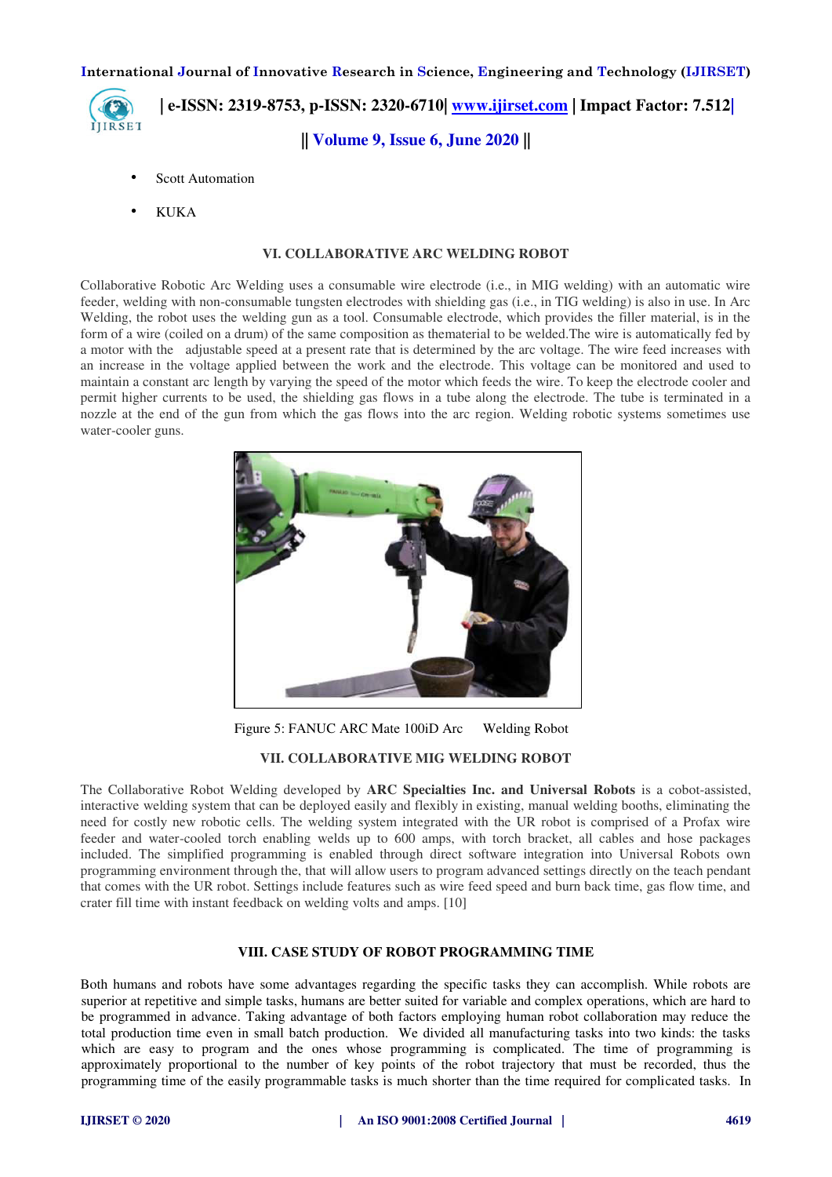- Scott Automation
- KUKA

## VI. COLLABORATIVE ARC WELDING ROBOT

Collaborative Robotic Arc Welding uses a consumable wire electrode (i.e., in MIG welding) with an automatic wire feeder, welding with non-consumable tungsten electrodes with shielding gas (i.e., in TIG welding) is also in use. In Arc Welding, the robot uses the welding gun as a tool. Consumable electrode, which provides the filler material, is in the form of a wire (coiled on a drum) of the same composition as thematerial to be welded.The wire is automatically fed by a motor with the adjustable speed at a present rate that is determined by the arc voltage. The wire feed increases with an increase in the voltage applied between the work and the electrode. This voltage can be monitored and used to maintain a constant arc length by varying the speed of the motor which feeds the wire. To keep the electrode cooler and permit higher currents to be used, the shielding gas flows in a tube along the electrode. The tube is terminated in a nozzle at the end of the gun from which the gas flows into the arc region. Welding robotic systems sometimes use water-cooler guns.

Figure 5: FANUC ARC Mate 100iD Arc Welding Robot

## VII. COLLABORATIVE MIG WELDING ROBOT

The Collaborative Robot Welding developed by **ARC Specialties Inc. and Universal Robots** is a cobot-assisted, interactive welding system that can be deployed easily and flexibly in existing, manual welding booths, eliminating the need for costly new robotic cells. The welding system integrated with the UR robot is comprised of a Profax wire feeder and water-cooled torch enabling welds up to 600 amps, with torch bracket, all cables and hose packages included. The simplified programming is enabled through direct software integration into Universal Robots own programming environment through the, that will allow users to program advanced settings directly on the teach pendant that comes with the UR robot. Settings include features such as wire feed speed and burn back time, gas flow time, and crater fill time with instant feedback on welding volts and amps. [10]

## VIII. CASE STUDY OF ROBOT PROGRAMMING TIME

Both humans and robots have some advantages regarding the specific tasks they can accomplish. While robots are superior at repetitive and simple tasks, humans are better suited for variable and complex operations, which are hard to be programmed in advance. Taking advantage of both factors employing human robot collaboration may reduce the total production time even in small batch production. We divided all manufacturing tasks into two kinds: the tasks which are easy to program and the ones whose programming is complicated. The time of programming is approximately proportional to the number of key points of the robot trajectory that must be recorded, thus the programming time of the easily programmable tasks is much shorter than the time required for complicated tasks. In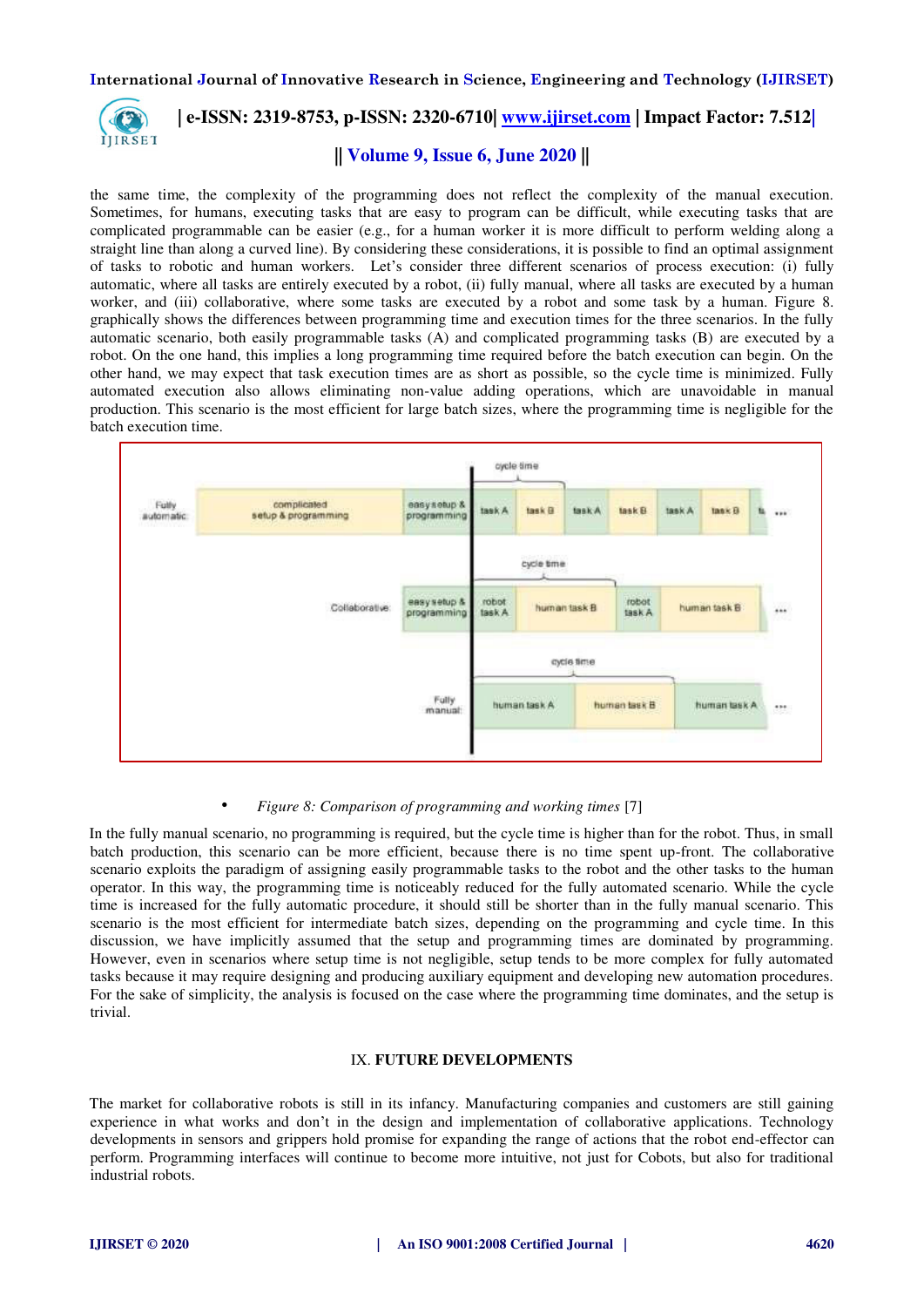the same time, the complexity of the programming does not reflect the complexity of the manual execution. Sometimes, for humans, executing tasks that are easy to program can be difficult, while executing tasks that are complicated programmable can be easier (e.g., for a human worker it is more difficult to perform welding along a straight line than along a curved line). By considering these considerations, it is possible to find an optimal assignment of tasks to robotic and human workers. Let's consider three different scenarios of process execution: (i) fully automatic, where all tasks are entirely executed by a robot, (ii) fully manual, where all tasks are executed by a human worker, and (iii) collaborative, where some tasks are executed by a robot and some task by a human. Figure 8. graphically shows the differences between programming time and execution times for the three scenarios. In the fully automatic scenario, both easily programmable tasks (A) and complicated programming tasks (B) are executed by a robot. On the one hand, this implies a long programming time required before the batch execution can begin. On the other hand, we may expect that task execution times are as short as possible, so the cycle time is minimized. Fully automated execution also allows eliminating non-value adding operations, which are unavoidable in manual production. This scenario is the most efficient for large batch sizes, where the programming time is negligible for the batch execution time.

- *Figure 8: Comparison of programming and working times* [7]

In the fully manual scenario, no programming is required, but the cycle time is higher than for the robot. Thus, in small batch production, this scenario can be more efficient, because there is no time spent up-front. The collaborative scenario exploits the paradigm of assigning easily programmable tasks to the robot and the other tasks to the human operator. In this way, the programming time is noticeably reduced for the fully automated scenario. While the cycle time is increased for the fully automatic procedure, it should still be shorter than in the fully manual scenario. This scenario is the most efficient for intermediate batch sizes, depending on the programming and cycle time. In this discussion, we have implicitly assumed that the setup and programming times are dominated by programming. However, even in scenarios where setup time is not negligible, setup tends to be more complex for fully automated tasks because it may require designing and producing auxiliary equipment and developing new automation procedures. For the sake of simplicity, the analysis is focused on the case where the programming time dominates, and the setup is trivial.

## IX. FUTURE DEVELOPMENTS

The market for collaborative robots is still in its infancy. Manufacturing companies and customers are still gaining experience in what works and don't in the design and implementation of collaborative applications. Technology developments in sensors and grippers hold promise for expanding the range of actions that the robot end-effector can perform. Programming interfaces will continue to become more intuitive, not just for Cobots, but also for traditional industrial robots.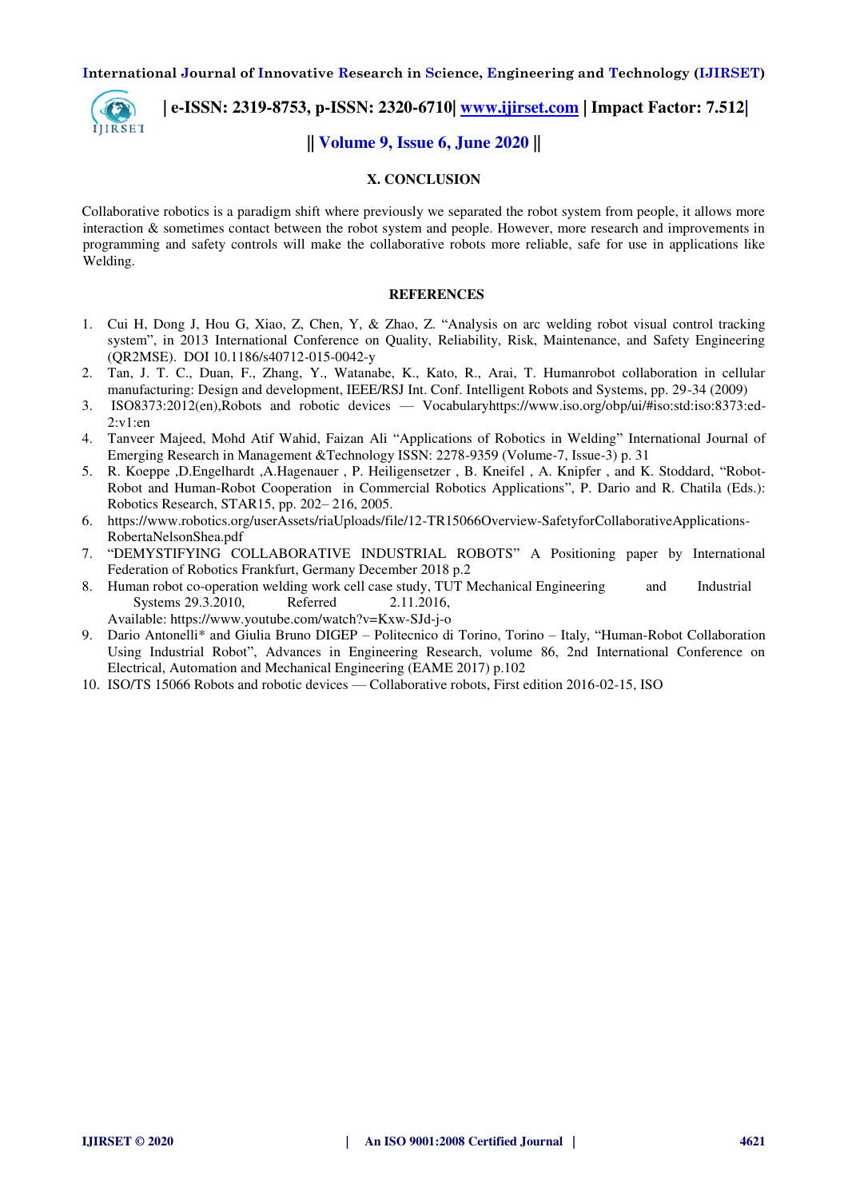## X. CONCLUSION

Collaborative robotics is a paradigm shift where previously we separated the robot system from people, it allows more interaction & sometimes contact between the robot system and people. However, more research and improvements in programming and safety controls will make the collaborative robots more reliable, safe for use in applications like Welding.

## REFERENCES

1. Cui H, Dong J, Hou G, Xiao, Z, Chen, Y, & Zhao, Z. "Analysis on arc welding robot visual control tracking system", in 2013 International Conference on Quality, Reliability, Risk, Maintenance, and Safety Engineering (QR2MSE). DOI 10.1186/s40712-015-0042-y
2. Tan, J. T. C., Duan, F., Zhang, Y., Watanabe, K., Kato, R., Arai, T. Humanrobot collaboration in cellular manufacturing: Design and development, IEEE/RSJ Int. Conf. Intelligent Robots and Systems, pp. 29-34 (2009)
3. ISO8373:2012(en),Robots and robotic devices — Vocabularyhttps://www.iso.org/obp/ui/#iso:std:iso:8373:ed-2:v1:en
4. Tanveer Majeed, Mohd Atif Wahid, Faizan Ali "Applications of Robotics in Welding" International Journal of Emerging Research in Management &Technology ISSN: 2278-9359 (Volume-7, Issue-3) p. 31
5. R. Koeppe ,D.Engelhardt ,A.Hagenauer , P. Heiligensetzer , B. Kneifel , A. Knipfer , and K. Stoddard, "Robot-Robot and Human-Robot Cooperation in Commercial Robotics Applications", P. Dario and R. Chatila (Eds.): Robotics Research, STAR15, pp. 202– 216, 2005.
6. https://www.robotics.org/userAssets/riaUploads/file/12-TR15066Overview-SafetyforCollaborativeApplications-RobertaNelsonShea.pdf
7. "DEMYSTIFYING COLLABORATIVE INDUSTRIAL ROBOTS" A Positioning paper by International Federation of Robotics Frankfurt, Germany December 2018 p.2
8. Human robot co-operation welding work cell case study, TUT Mechanical Engineering and Industrial Systems 29.3.2010, Referred 2.11.2016, Available: https://www.youtube.com/watch?v=Kxw-SJd-j-o
9. Dario Antonelli* and Giulia Bruno DIGEP – Politecnico di Torino, Torino – Italy, "Human-Robot Collaboration Using Industrial Robot", Advances in Engineering Research, volume 86, 2nd International Conference on Electrical, Automation and Mechanical Engineering (EAME 2017) p.102
10. ISO/TS 15066 Robots and robotic devices — Collaborative robots, First edition 2016-02-15, ISO